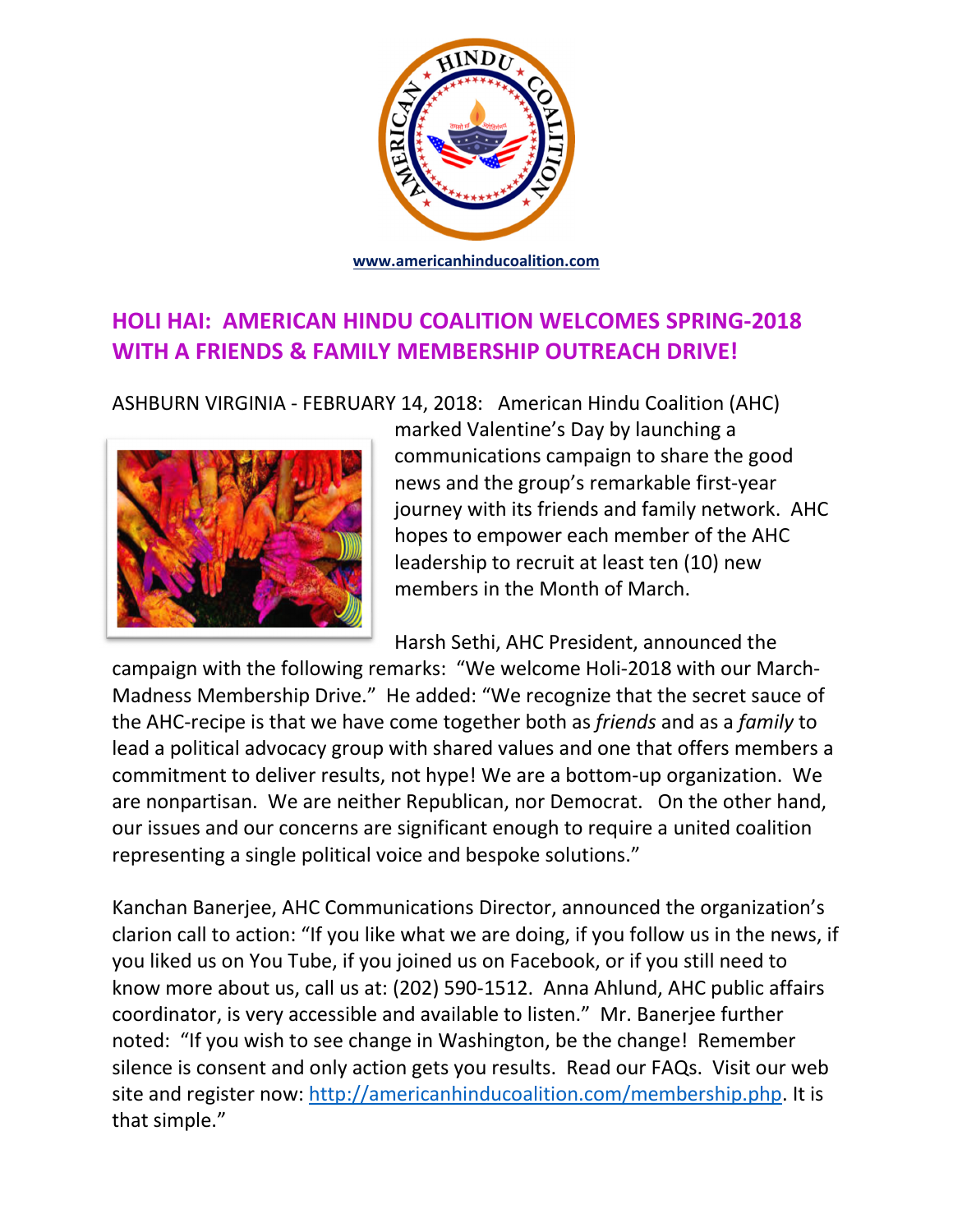www.americanhinducoalition.com

## HOLI HAI: AMERICAN HINDU COALITION WELCOMES SPRING-2018 WITH A FRIENDS & FAMILY MEMBERSHIP OUTREACH DRIVE!

ASHBURN VIRGINIA - FEBRUARY 14, 2018: American Hindu Coalition (AHC) marked Valentine's Day by launching a communications campaign to share the good news and the group's remarkable first-year journey with its friends and family network. AHC hopes to empower each member of the AHC leadership to recruit at least ten (10) new members in the Month of March.

Harsh Sethi, AHC President, announced the campaign with the following remarks: "We welcome Holi-2018 with our March-Madness Membership Drive." He added: "We recognize that the secret sauce of the AHC-recipe is that we have come together both as *friends* and as a *family* to lead a political advocacy group with shared values and one that offers members a commitment to deliver results, not hype! We are a bottom-up organization. We are nonpartisan. We are neither Republican, nor Democrat. On the other hand, our issues and our concerns are significant enough to require a united coalition representing a single political voice and bespoke solutions."

Kanchan Banerjee, AHC Communications Director, announced the organization's clarion call to action: "If you like what we are doing, if you follow us in the news, if you liked us on You Tube, if you joined us on Facebook, or if you still need to know more about us, call us at: (202) 590-1512. Anna Ahlund, AHC public affairs coordinator, is very accessible and available to listen." Mr. Banerjee further noted: "If you wish to see change in Washington, be the change! Remember silence is consent and only action gets you results. Read our FAQs. Visit our web site and register now: http://americanhinducoalition.com/membership.php. It is that simple."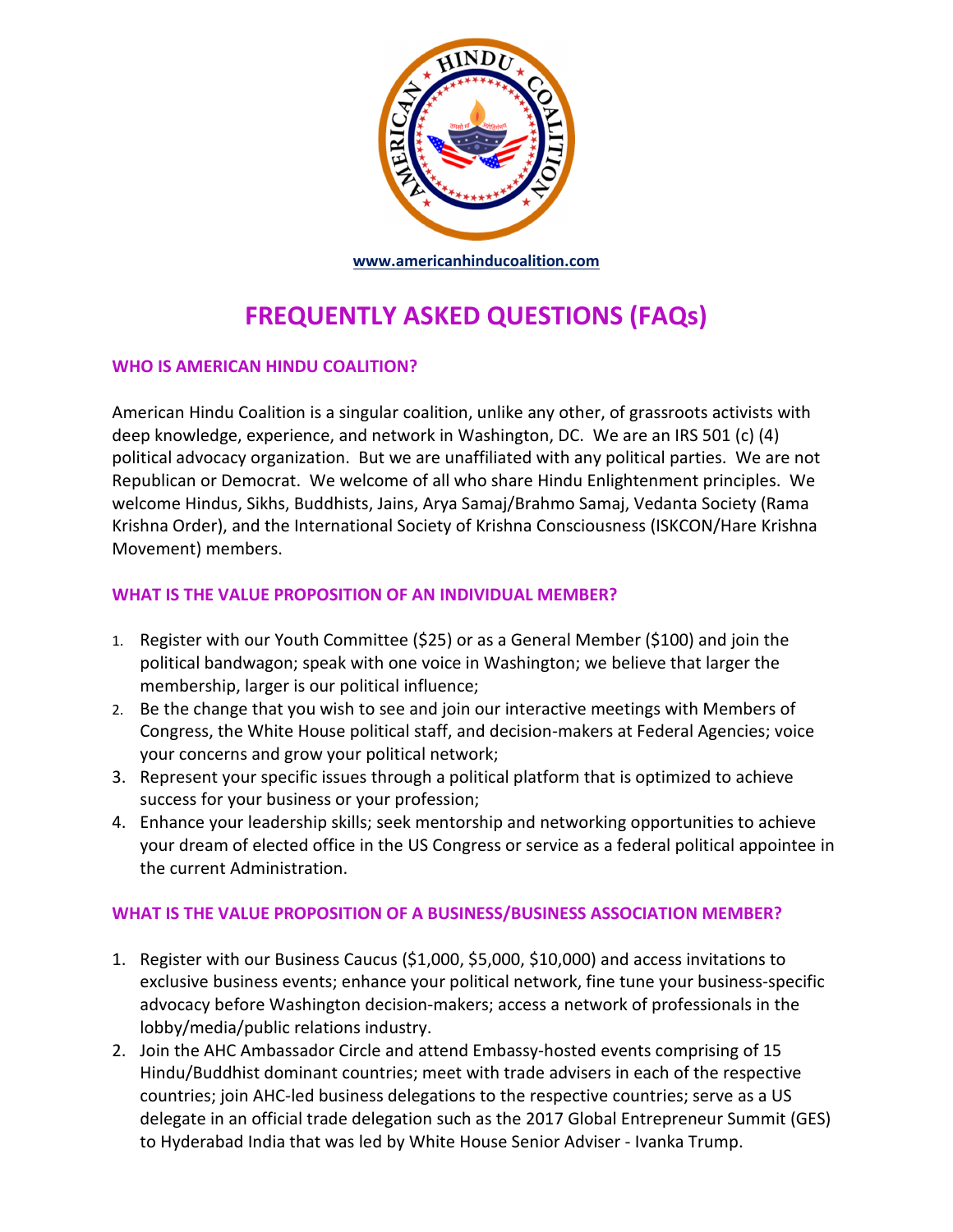www.americanhinducoalition.com

# FREQUENTLY ASKED QUESTIONS (FAQs)

## WHO IS AMERICAN HINDU COALITION?

American Hindu Coalition is a singular coalition, unlike any other, of grassroots activists with deep knowledge, experience, and network in Washington, DC. We are an IRS 501 (c) (4) political advocacy organization. But we are unaffiliated with any political parties. We are not Republican or Democrat. We welcome of all who share Hindu Enlightenment principles. We welcome Hindus, Sikhs, Buddhists, Jains, Arya Samaj/Brahmo Samaj, Vedanta Society (Rama Krishna Order), and the International Society of Krishna Consciousness (ISKCON/Hare Krishna Movement) members.

## WHAT IS THE VALUE PROPOSITION OF AN INDIVIDUAL MEMBER?

1. Register with our Youth Committee ($25) or as a General Member ($100) and join the political bandwagon; speak with one voice in Washington; we believe that larger the membership, larger is our political influence;
2. Be the change that you wish to see and join our interactive meetings with Members of Congress, the White House political staff, and decision-makers at Federal Agencies; voice your concerns and grow your political network;
3. Represent your specific issues through a political platform that is optimized to achieve success for your business or your profession;
4. Enhance your leadership skills; seek mentorship and networking opportunities to achieve your dream of elected office in the US Congress or service as a federal political appointee in the current Administration.

## WHAT IS THE VALUE PROPOSITION OF A BUSINESS/BUSINESS ASSOCIATION MEMBER?

1. Register with our Business Caucus ($1,000, $5,000, $10,000) and access invitations to exclusive business events; enhance your political network, fine tune your business-specific advocacy before Washington decision-makers; access a network of professionals in the lobby/media/public relations industry.
2. Join the AHC Ambassador Circle and attend Embassy-hosted events comprising of 15 Hindu/Buddhist dominant countries; meet with trade advisers in each of the respective countries; join AHC-led business delegations to the respective countries; serve as a US delegate in an official trade delegation such as the 2017 Global Entrepreneur Summit (GES) to Hyderabad India that was led by White House Senior Adviser - Ivanka Trump.